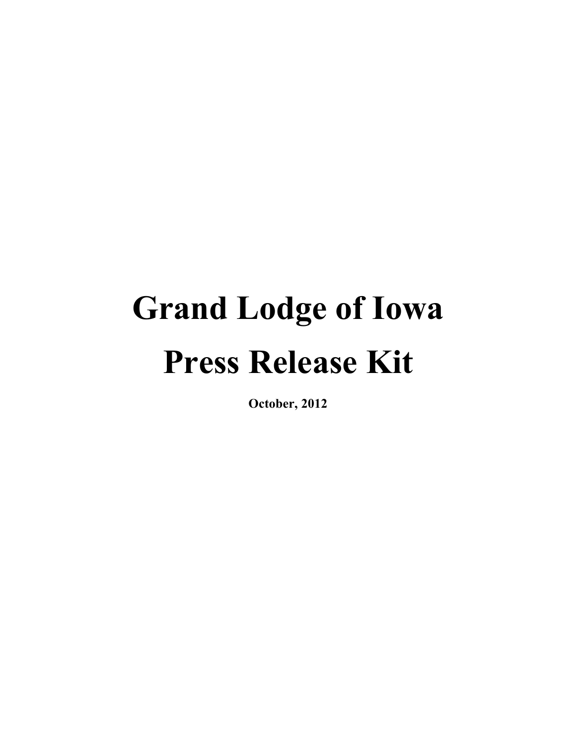# Grand Lodge of Iowa

# Press Release Kit

**October, 2012**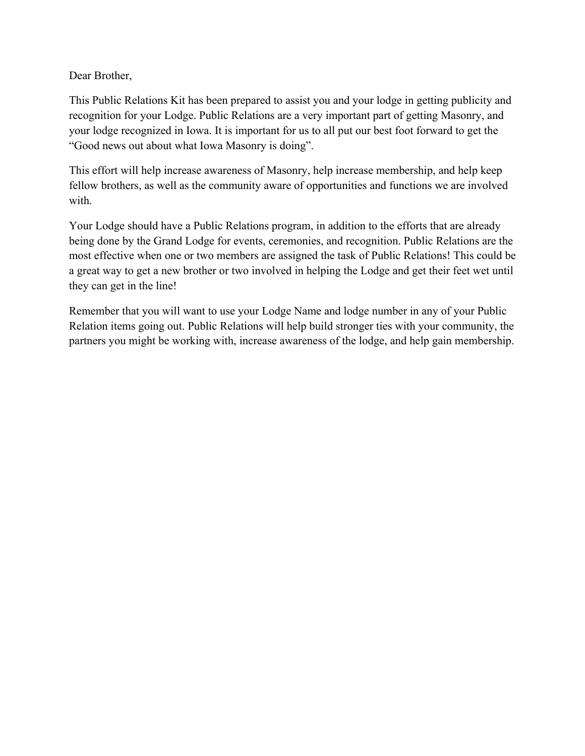Dear Brother,

This Public Relations Kit has been prepared to assist you and your lodge in getting publicity and recognition for your Lodge. Public Relations are a very important part of getting Masonry, and your lodge recognized in Iowa. It is important for us to all put our best foot forward to get the "Good news out about what Iowa Masonry is doing".

This effort will help increase awareness of Masonry, help increase membership, and help keep fellow brothers, as well as the community aware of opportunities and functions we are involved with.

Your Lodge should have a Public Relations program, in addition to the efforts that are already being done by the Grand Lodge for events, ceremonies, and recognition. Public Relations are the most effective when one or two members are assigned the task of Public Relations! This could be a great way to get a new brother or two involved in helping the Lodge and get their feet wet until they can get in the line!

Remember that you will want to use your Lodge Name and lodge number in any of your Public Relation items going out. Public Relations will help build stronger ties with your community, the partners you might be working with, increase awareness of the lodge, and help gain membership.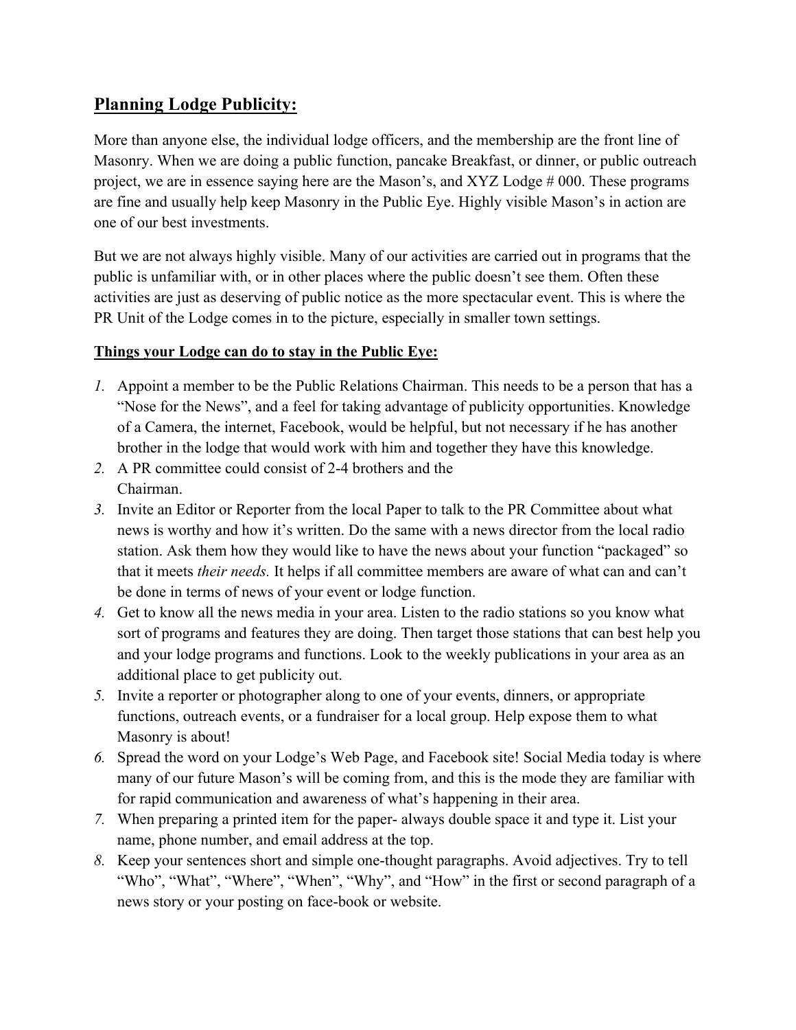## Planning Lodge Publicity:

More than anyone else, the individual lodge officers, and the membership are the front line of Masonry. When we are doing a public function, pancake Breakfast, or dinner, or public outreach project, we are in essence saying here are the Mason's, and XYZ Lodge # 000. These programs are fine and usually help keep Masonry in the Public Eye. Highly visible Mason's in action are one of our best investments.

But we are not always highly visible. Many of our activities are carried out in programs that the public is unfamiliar with, or in other places where the public doesn't see them. Often these activities are just as deserving of public notice as the more spectacular event. This is where the PR Unit of the Lodge comes in to the picture, especially in smaller town settings.

### Things your Lodge can do to stay in the Public Eye:

1. Appoint a member to be the Public Relations Chairman. This needs to be a person that has a "Nose for the News", and a feel for taking advantage of publicity opportunities. Knowledge of a Camera, the internet, Facebook, would be helpful, but not necessary if he has another brother in the lodge that would work with him and together they have this knowledge.
2. A PR committee could consist of 2-4 brothers and the Chairman.
3. Invite an Editor or Reporter from the local Paper to talk to the PR Committee about what news is worthy and how it's written. Do the same with a news director from the local radio station. Ask them how they would like to have the news about your function "packaged" so that it meets *their needs.* It helps if all committee members are aware of what can and can't be done in terms of news of your event or lodge function.
4. Get to know all the news media in your area. Listen to the radio stations so you know what sort of programs and features they are doing. Then target those stations that can best help you and your lodge programs and functions. Look to the weekly publications in your area as an additional place to get publicity out.
5. Invite a reporter or photographer along to one of your events, dinners, or appropriate functions, outreach events, or a fundraiser for a local group. Help expose them to what Masonry is about!
6. Spread the word on your Lodge's Web Page, and Facebook site! Social Media today is where many of our future Mason's will be coming from, and this is the mode they are familiar with for rapid communication and awareness of what's happening in their area.
7. When preparing a printed item for the paper- always double space it and type it. List your name, phone number, and email address at the top.
8. Keep your sentences short and simple one-thought paragraphs. Avoid adjectives. Try to tell "Who", "What", "Where", "When", "Why", and "How" in the first or second paragraph of a news story or your posting on face-book or website.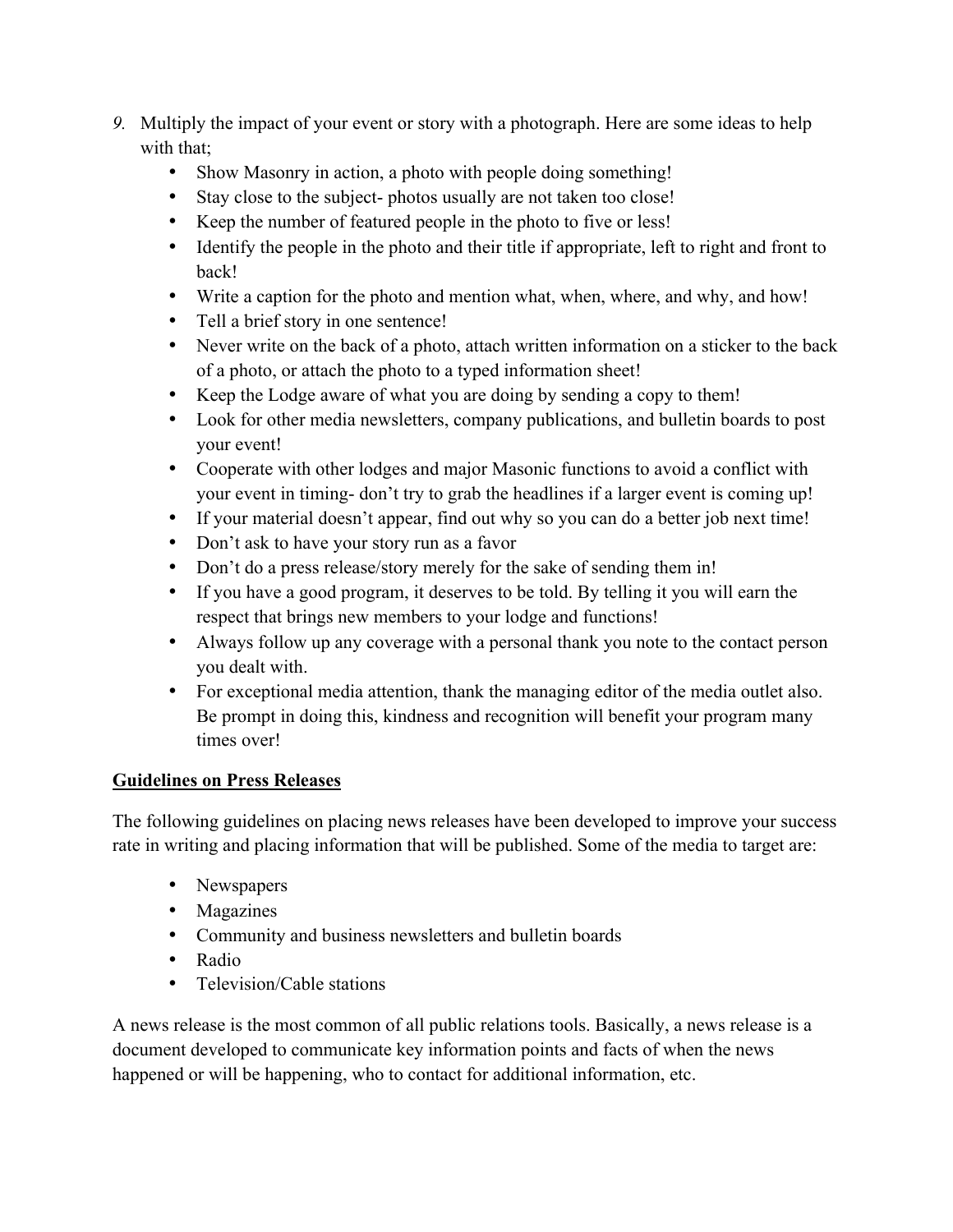9. Multiply the impact of your event or story with a photograph. Here are some ideas to help with that;
    - Show Masonry in action, a photo with people doing something!
    - Stay close to the subject- photos usually are not taken too close!
    - Keep the number of featured people in the photo to five or less!
    - Identify the people in the photo and their title if appropriate, left to right and front to back!
    - Write a caption for the photo and mention what, when, where, and why, and how!
    - Tell a brief story in one sentence!
    - Never write on the back of a photo, attach written information on a sticker to the back of a photo, or attach the photo to a typed information sheet!
    - Keep the Lodge aware of what you are doing by sending a copy to them!
    - Look for other media newsletters, company publications, and bulletin boards to post your event!
    - Cooperate with other lodges and major Masonic functions to avoid a conflict with your event in timing- don't try to grab the headlines if a larger event is coming up!
    - If your material doesn't appear, find out why so you can do a better job next time!
    - Don't ask to have your story run as a favor
    - Don't do a press release/story merely for the sake of sending them in!
    - If you have a good program, it deserves to be told. By telling it you will earn the respect that brings new members to your lodge and functions!
    - Always follow up any coverage with a personal thank you note to the contact person you dealt with.
    - For exceptional media attention, thank the managing editor of the media outlet also. Be prompt in doing this, kindness and recognition will benefit your program many times over!

**<u>Guidelines on Press Releases</u>**

The following guidelines on placing news releases have been developed to improve your success rate in writing and placing information that will be published. Some of the media to target are:

- Newspapers
- Magazines
- Community and business newsletters and bulletin boards
- Radio
- Television/Cable stations

A news release is the most common of all public relations tools. Basically, a news release is a document developed to communicate key information points and facts of when the news happened or will be happening, who to contact for additional information, etc.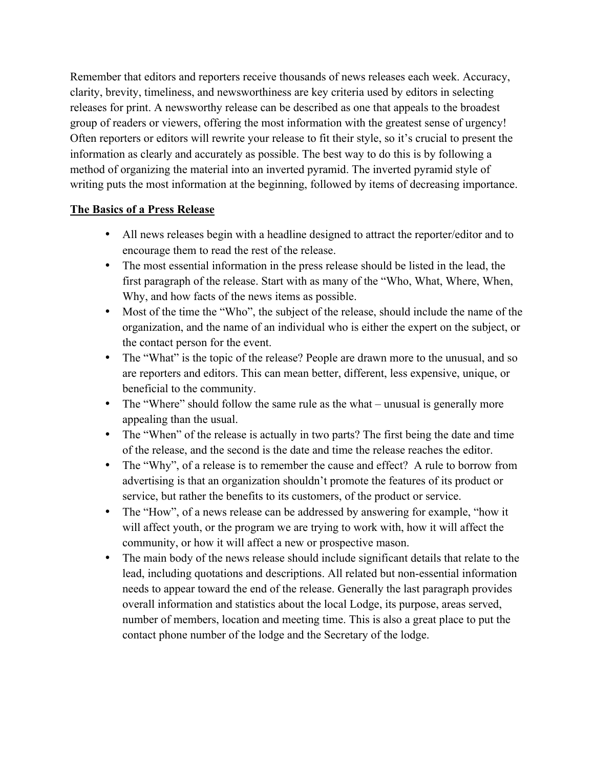Remember that editors and reporters receive thousands of news releases each week. Accuracy, clarity, brevity, timeliness, and newsworthiness are key criteria used by editors in selecting releases for print. A newsworthy release can be described as one that appeals to the broadest group of readers or viewers, offering the most information with the greatest sense of urgency! Often reporters or editors will rewrite your release to fit their style, so it's crucial to present the information as clearly and accurately as possible. The best way to do this is by following a method of organizing the material into an inverted pyramid. The inverted pyramid style of writing puts the most information at the beginning, followed by items of decreasing importance.

## The Basics of a Press Release

- All news releases begin with a headline designed to attract the reporter/editor and to encourage them to read the rest of the release.
- The most essential information in the press release should be listed in the lead, the first paragraph of the release. Start with as many of the "Who, What, Where, When, Why, and how facts of the news items as possible.
- Most of the time the "Who", the subject of the release, should include the name of the organization, and the name of an individual who is either the expert on the subject, or the contact person for the event.
- The "What" is the topic of the release? People are drawn more to the unusual, and so are reporters and editors. This can mean better, different, less expensive, unique, or beneficial to the community.
- The "Where" should follow the same rule as the what – unusual is generally more appealing than the usual.
- The "When" of the release is actually in two parts? The first being the date and time of the release, and the second is the date and time the release reaches the editor.
- The "Why", of a release is to remember the cause and effect? A rule to borrow from advertising is that an organization shouldn't promote the features of its product or service, but rather the benefits to its customers, of the product or service.
- The "How", of a news release can be addressed by answering for example, "how it will affect youth, or the program we are trying to work with, how it will affect the community, or how it will affect a new or prospective mason.
- The main body of the news release should include significant details that relate to the lead, including quotations and descriptions. All related but non-essential information needs to appear toward the end of the release. Generally the last paragraph provides overall information and statistics about the local Lodge, its purpose, areas served, number of members, location and meeting time. This is also a great place to put the contact phone number of the lodge and the Secretary of the lodge.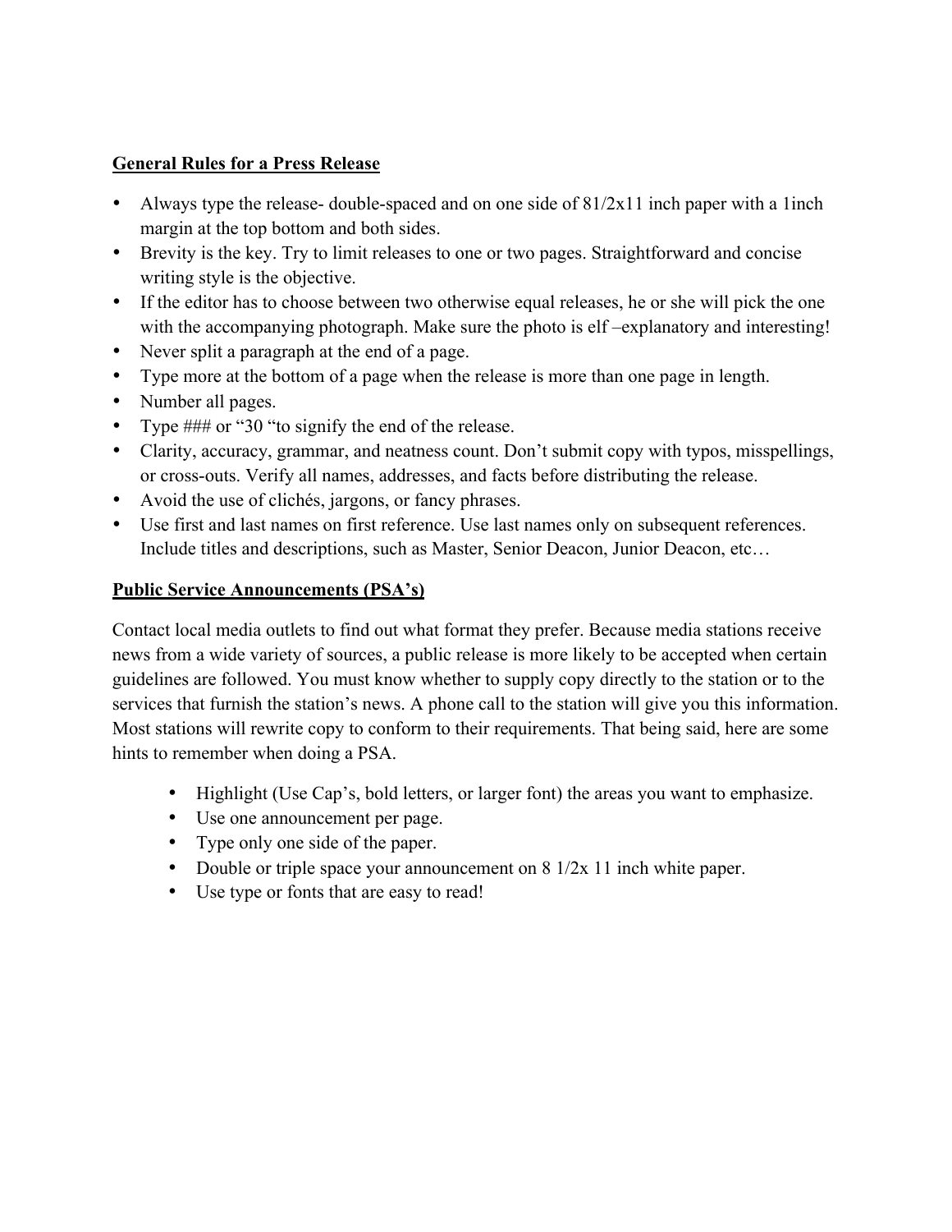## General Rules for a Press Release

- Always type the release- double-spaced and on one side of 81/2x11 inch paper with a 1inch margin at the top bottom and both sides.
- Brevity is the key. Try to limit releases to one or two pages. Straightforward and concise writing style is the objective.
- If the editor has to choose between two otherwise equal releases, he or she will pick the one with the accompanying photograph. Make sure the photo is elf –explanatory and interesting!
- Never split a paragraph at the end of a page.
- Type more at the bottom of a page when the release is more than one page in length.
- Number all pages.
- Type ### or "30 "to signify the end of the release.
- Clarity, accuracy, grammar, and neatness count. Don't submit copy with typos, misspellings, or cross-outs. Verify all names, addresses, and facts before distributing the release.
- Avoid the use of clichés, jargons, or fancy phrases.
- Use first and last names on first reference. Use last names only on subsequent references. Include titles and descriptions, such as Master, Senior Deacon, Junior Deacon, etc…

## Public Service Announcements (PSA's)

Contact local media outlets to find out what format they prefer. Because media stations receive news from a wide variety of sources, a public release is more likely to be accepted when certain guidelines are followed. You must know whether to supply copy directly to the station or to the services that furnish the station's news. A phone call to the station will give you this information. Most stations will rewrite copy to conform to their requirements. That being said, here are some hints to remember when doing a PSA.

- Highlight (Use Cap's, bold letters, or larger font) the areas you want to emphasize.
- Use one announcement per page.
- Type only one side of the paper.
- Double or triple space your announcement on 8 1/2x 11 inch white paper.
- Use type or fonts that are easy to read!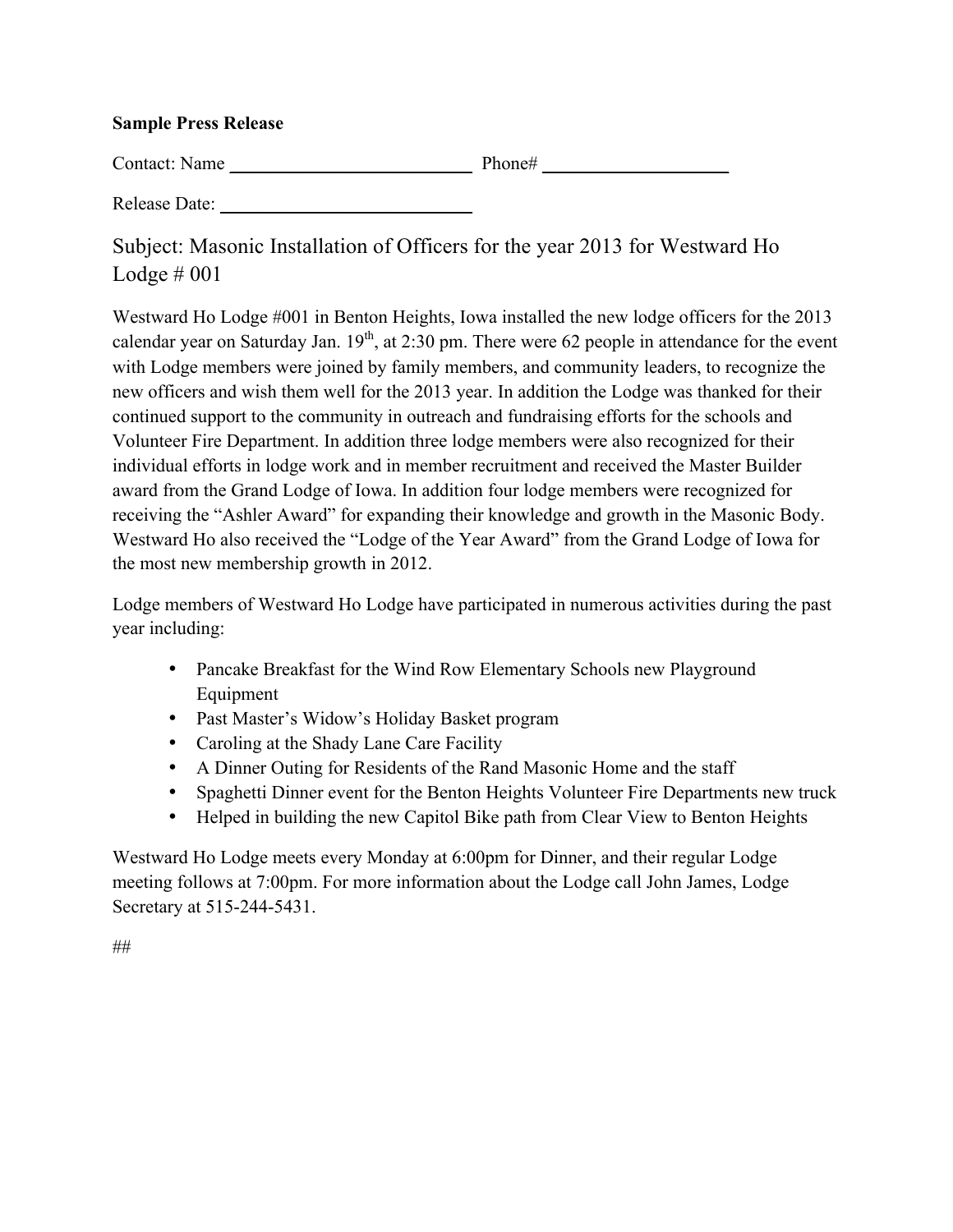**Sample Press Release**

Contact: Name ____________________________ Phone# ______________________

Release Date: ____________________________

## Subject: Masonic Installation of Officers for the year 2013 for Westward Ho Lodge # 001

Westward Ho Lodge #001 in Benton Heights, Iowa installed the new lodge officers for the 2013 calendar year on Saturday Jan. 19th, at 2:30 pm. There were 62 people in attendance for the event with Lodge members were joined by family members, and community leaders, to recognize the new officers and wish them well for the 2013 year. In addition the Lodge was thanked for their continued support to the community in outreach and fundraising efforts for the schools and Volunteer Fire Department. In addition three lodge members were also recognized for their individual efforts in lodge work and in member recruitment and received the Master Builder award from the Grand Lodge of Iowa. In addition four lodge members were recognized for receiving the "Ashler Award" for expanding their knowledge and growth in the Masonic Body. Westward Ho also received the "Lodge of the Year Award" from the Grand Lodge of Iowa for the most new membership growth in 2012.

Lodge members of Westward Ho Lodge have participated in numerous activities during the past year including:

- Pancake Breakfast for the Wind Row Elementary Schools new Playground Equipment
- Past Master's Widow's Holiday Basket program
- Caroling at the Shady Lane Care Facility
- A Dinner Outing for Residents of the Rand Masonic Home and the staff
- Spaghetti Dinner event for the Benton Heights Volunteer Fire Departments new truck
- Helped in building the new Capitol Bike path from Clear View to Benton Heights

Westward Ho Lodge meets every Monday at 6:00pm for Dinner, and their regular Lodge meeting follows at 7:00pm. For more information about the Lodge call John James, Lodge Secretary at 515-244-5431.

##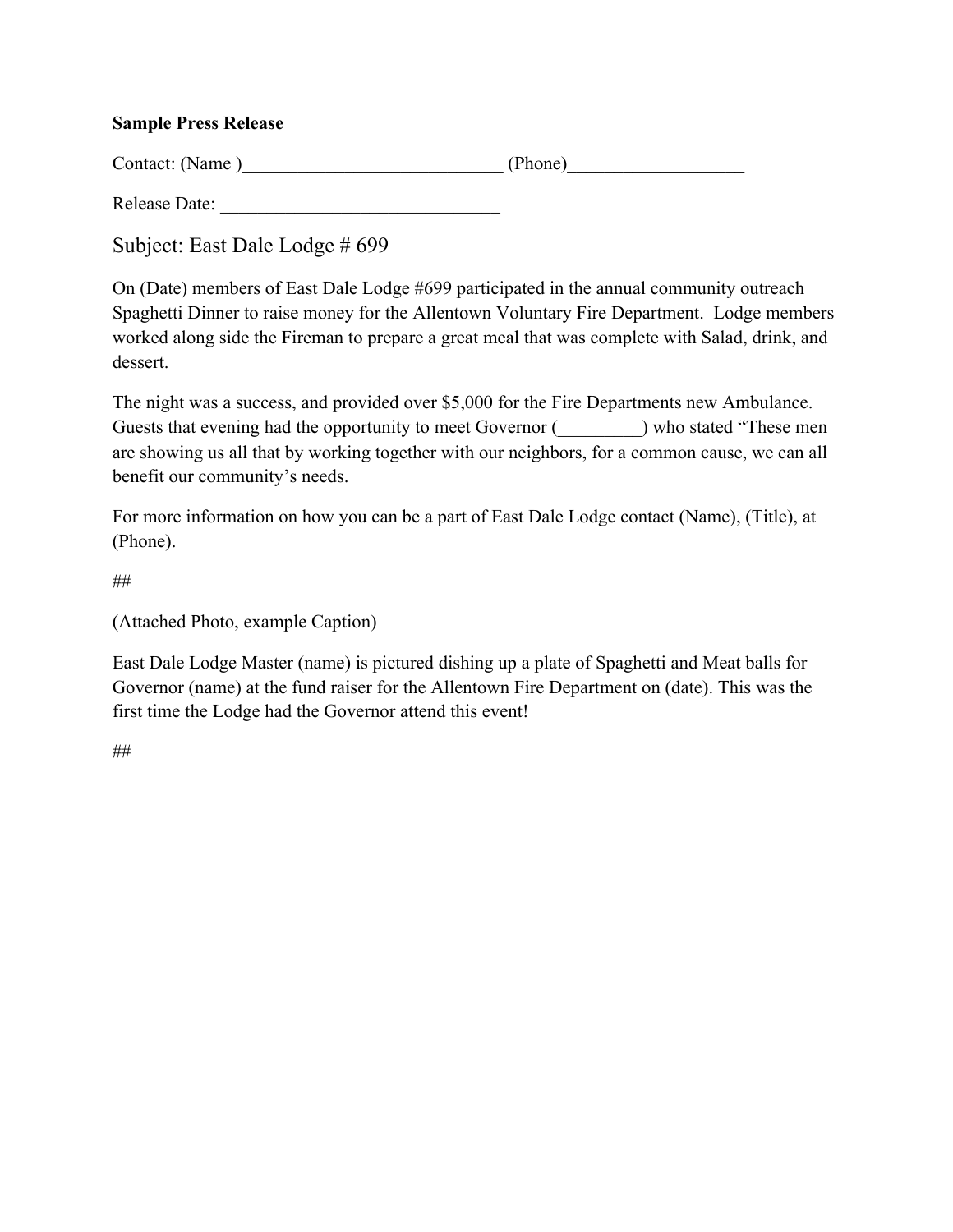**Sample Press Release**

Contact: (Name )____________________________ (Phone)___________________

Release Date: ______________________________

Subject: East Dale Lodge # 699

On (Date) members of East Dale Lodge #699 participated in the annual community outreach Spaghetti Dinner to raise money for the Allentown Voluntary Fire Department. Lodge members worked along side the Fireman to prepare a great meal that was complete with Salad, drink, and dessert.

The night was a success, and provided over $5,000 for the Fire Departments new Ambulance. Guests that evening had the opportunity to meet Governor (_________) who stated "These men are showing us all that by working together with our neighbors, for a common cause, we can all benefit our community's needs.

For more information on how you can be a part of East Dale Lodge contact (Name), (Title), at (Phone).

##

(Attached Photo, example Caption)

East Dale Lodge Master (name) is pictured dishing up a plate of Spaghetti and Meat balls for Governor (name) at the fund raiser for the Allentown Fire Department on (date). This was the first time the Lodge had the Governor attend this event!

##